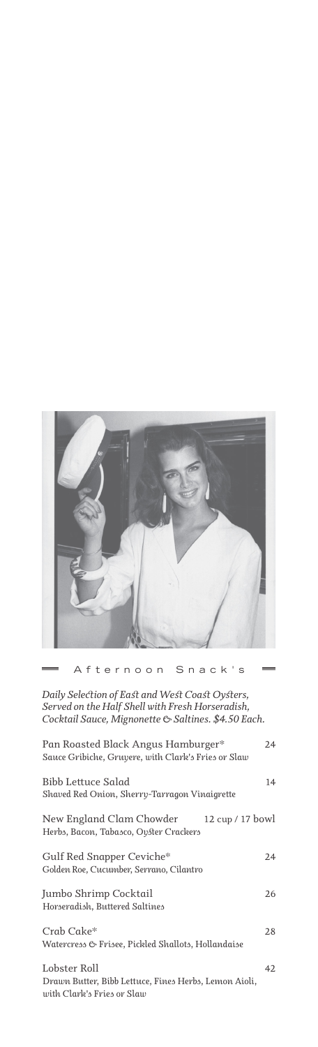## Afternoon Snack's

*Daily Selection of East and West Coast Oysters, Served on the Half Shell with Fresh Horseradish, Cocktail Sauce, Mignonette & Saltines. $4.50 Each.*

Pan Roasted Black Angus Hamburger* — 24
*Sauce Gribiche, Gruyere, with Clark's Fries or Slaw*

Bibb Lettuce Salad — 14
*Shaved Red Onion, Sherry-Tarragon Vinaigrette*

New England Clam Chowder — 12 cup / 17 bowl
*Herbs, Bacon, Tabasco, Oyster Crackers*

Gulf Red Snapper Ceviche* — 24
*Golden Roe, Cucumber, Serrano, Cilantro*

Jumbo Shrimp Cocktail — 26
*Horseradish, Buttered Saltines*

Crab Cake* — 28
*Watercress & Frisee, Pickled Shallots, Hollandaise*

Lobster Roll — 42
*Drawn Butter, Bibb Lettuce, Fines Herbs, Lemon Aioli, with Clark's Fries or Slaw*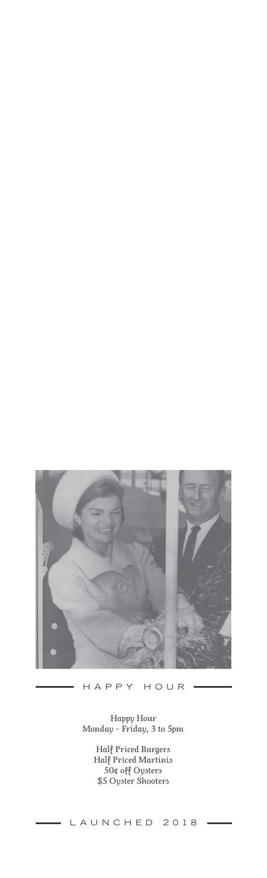## HAPPY HOUR

Happy Hour
Monday - Friday, 3 to 5pm

Half Priced Burgers
Half Priced Martinis
50¢ off Oysters
$5 Oyster Shooters

LAUNCHED 2018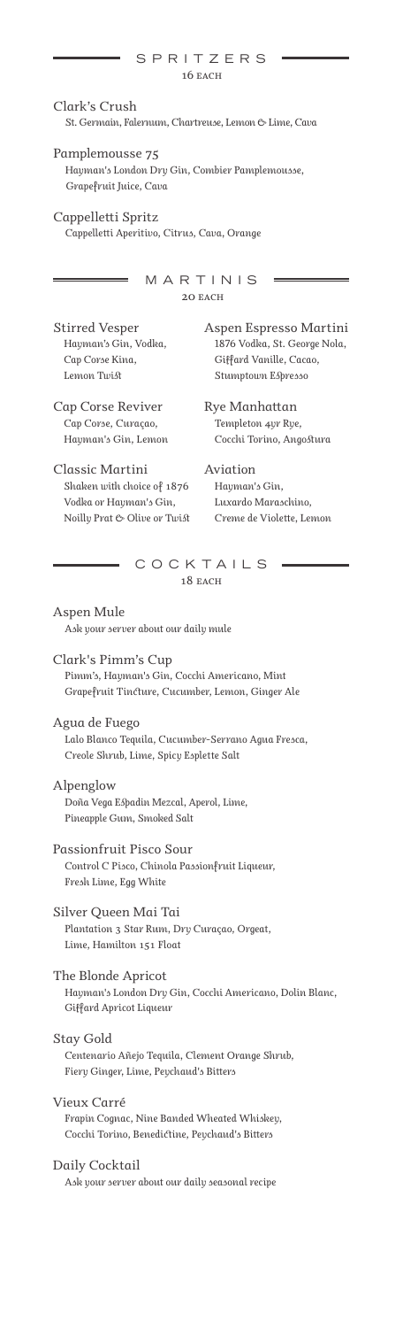## SPRITZERS

16 EACH

**Clark's Crush**
*St. Germain, Falernum, Chartreuse, Lemon & Lime, Cava*

**Pamplemousse 75**
*Hayman's London Dry Gin, Combier Pamplemousse, Grapefruit Juice, Cava*

**Cappelletti Spritz**
*Cappelletti Aperitivo, Citrus, Cava, Orange*

## MARTINIS

20 EACH

**Stirred Vesper**
*Hayman's Gin, Vodka, Cap Corse Kina, Lemon Twist*

**Cap Corse Reviver**
*Cap Corse, Curaçao, Hayman's Gin, Lemon*

**Classic Martini**
*Shaken with choice of 1876 Vodka or Hayman's Gin, Noilly Prat & Olive or Twist*

**Aspen Espresso Martini**
*1876 Vodka, St. George Nola, Giffard Vanille, Cacao, Stumptown Espresso*

**Rye Manhattan**
*Templeton 4yr Rye, Cocchi Torino, Angostura*

**Aviation**
*Hayman's Gin, Luxardo Maraschino, Creme de Violette, Lemon*

## COCKTAILS

18 EACH

**Aspen Mule**
*Ask your server about our daily mule*

**Clark's Pimm's Cup**
*Pimm's, Hayman's Gin, Cocchi Americano, Mint Grapefruit Tincture, Cucumber, Lemon, Ginger Ale*

**Agua de Fuego**
*Lalo Blanco Tequila, Cucumber-Serrano Agua Fresca, Creole Shrub, Lime, Spicy Esplette Salt*

**Alpenglow**
*Doña Vega Espadin Mezcal, Aperol, Lime, Pineapple Gum, Smoked Salt*

**Passionfruit Pisco Sour**
*Control C Pisco, Chinola Passionfruit Liqueur, Fresh Lime, Egg White*

**Silver Queen Mai Tai**
*Plantation 3 Star Rum, Dry Curaçao, Orgeat, Lime, Hamilton 151 Float*

**The Blonde Apricot**
*Hayman's London Dry Gin, Cocchi Americano, Dolin Blanc, Giffard Apricot Liqueur*

**Stay Gold**
*Centenario Añejo Tequila, Clement Orange Shrub, Fiery Ginger, Lime, Peychaud's Bitters*

**Vieux Carré**
*Frapin Cognac, Nine Banded Wheated Whiskey, Cocchi Torino, Benedictine, Peychaud's Bitters*

**Daily Cocktail**
*Ask your server about our daily seasonal recipe*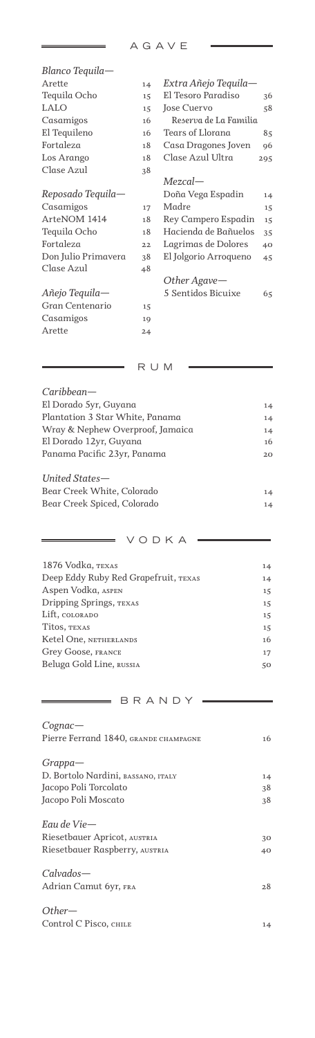## AGAVE

*Blanco Tequila—*

| | |
|---|---|
| Arette | 14 |
| Tequila Ocho | 15 |
| LALO | 15 |
| Casamigos | 16 |
| El Tequileno | 16 |
| Fortaleza | 18 |
| Los Arango | 18 |
| Clase Azul | 38 |

*Reposado Tequila—*

| | |
|---|---|
| Casamigos | 17 |
| ArteNOM 1414 | 18 |
| Tequila Ocho | 18 |
| Fortaleza | 22 |
| Don Julio Primavera | 38 |
| Clase Azul | 48 |

*Añejo Tequila—*

| | |
|---|---|
| Gran Centenario | 15 |
| Casamigos | 19 |
| Arette | 24 |

*Extra Añejo Tequila—*

| | |
|---|---|
| El Tesoro Paradiso | 36 |
| Jose Cuervo *Reserva de La Familia* | 58 |
| Tears of Llorana | 85 |
| Casa Dragones Joven | 96 |
| Clase Azul Ultra | 295 |

*Mezcal—*

| | |
|---|---|
| Doña Vega Espadin | 14 |
| Madre | 15 |
| Rey Campero Espadin | 15 |
| Hacienda de Bañuelos | 35 |
| Lagrimas de Dolores | 40 |
| El Jolgorio Arroqueno | 45 |

*Other Agave—*

| | |
|---|---|
| 5 Sentidos Bicuixe | 65 |

## RUM

*Caribbean—*

| | |
|---|---|
| El Dorado 5yr, Guyana | 14 |
| Plantation 3 Star White, Panama | 14 |
| Wray & Nephew Overproof, Jamaica | 14 |
| El Dorado 12yr, Guyana | 16 |
| Panama Pacific 23yr, Panama | 20 |

*United States—*

| | |
|---|---|
| Bear Creek White, Colorado | 14 |
| Bear Creek Spiced, Colorado | 14 |

## VODKA

| | |
|---|---|
| 1876 Vodka, TEXAS | 14 |
| Deep Eddy Ruby Red Grapefruit, TEXAS | 14 |
| Aspen Vodka, ASPEN | 15 |
| Dripping Springs, TEXAS | 15 |
| Lift, COLORADO | 15 |
| Titos, TEXAS | 15 |
| Ketel One, NETHERLANDS | 16 |
| Grey Goose, FRANCE | 17 |
| Beluga Gold Line, RUSSIA | 50 |

## BRANDY

*Cognac—*

| | |
|---|---|
| Pierre Ferrand 1840, GRANDE CHAMPAGNE | 16 |

*Grappa—*

| | |
|---|---|
| D. Bortolo Nardini, BASSANO, ITALY | 14 |
| Jacopo Poli Torcolato | 38 |
| Jacopo Poli Moscato | 38 |

*Eau de Vie—*

| | |
|---|---|
| Riesetbauer Apricot, AUSTRIA | 30 |
| Riesetbauer Raspberry, AUSTRIA | 40 |

*Calvados—*

| | |
|---|---|
| Adrian Camut 6yr, FRA | 28 |

*Other—*

| | |
|---|---|
| Control C Pisco, CHILE | 14 |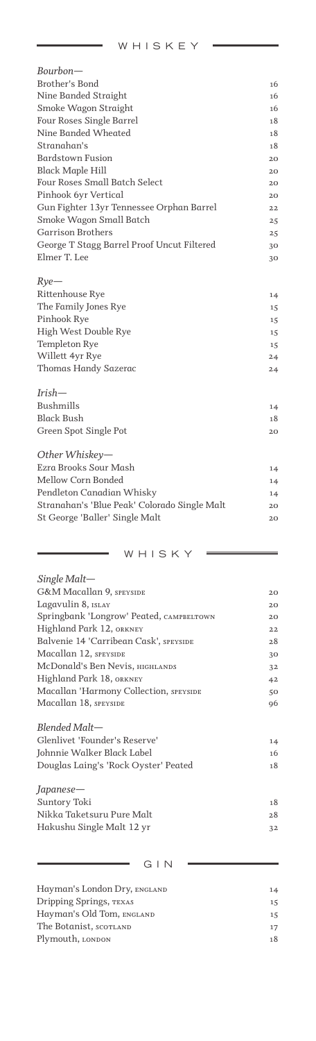## WHISKEY

*Bourbon—*

| | |
|---|---|
| Brother's Bond | 16 |
| Nine Banded Straight | 16 |
| Smoke Wagon Straight | 16 |
| Four Roses Single Barrel | 18 |
| Nine Banded Wheated | 18 |
| Stranahan's | 18 |
| Bardstown Fusion | 20 |
| Black Maple Hill | 20 |
| Four Roses Small Batch Select | 20 |
| Pinhook 6yr Vertical | 20 |
| Gun Fighter 13yr Tennessee Orphan Barrel | 22 |
| Smoke Wagon Small Batch | 25 |
| Garrison Brothers | 25 |
| George T Stagg Barrel Proof Uncut Filtered | 30 |
| Elmer T. Lee | 30 |

*Rye—*

| | |
|---|---|
| Rittenhouse Rye | 14 |
| The Family Jones Rye | 15 |
| Pinhook Rye | 15 |
| High West Double Rye | 15 |
| Templeton Rye | 15 |
| Willett 4yr Rye | 24 |
| Thomas Handy Sazerac | 24 |

*Irish—*

| | |
|---|---|
| Bushmills | 14 |
| Black Bush | 18 |
| Green Spot Single Pot | 20 |

*Other Whiskey—*

| | |
|---|---|
| Ezra Brooks Sour Mash | 14 |
| Mellow Corn Bonded | 14 |
| Pendleton Canadian Whisky | 14 |
| Stranahan's 'Blue Peak' Colorado Single Malt | 20 |
| St George 'Baller' Single Malt | 20 |

## WHISKY

*Single Malt—*

| | |
|---|---|
| G&M Macallan 9, SPEYSIDE | 20 |
| Lagavulin 8, ISLAY | 20 |
| Springbank 'Longrow' Peated, CAMPBELTOWN | 20 |
| Highland Park 12, ORKNEY | 22 |
| Balvenie 14 'Carribean Cask', SPEYSIDE | 28 |
| Macallan 12, SPEYSIDE | 30 |
| McDonald's Ben Nevis, HIGHLANDS | 32 |
| Highland Park 18, ORKNEY | 42 |
| Macallan 'Harmony Collection, SPEYSIDE | 50 |
| Macallan 18, SPEYSIDE | 96 |

*Blended Malt—*

| | |
|---|---|
| Glenlivet 'Founder's Reserve' | 14 |
| Johnnie Walker Black Label | 16 |
| Douglas Laing's 'Rock Oyster' Peated | 18 |

*Japanese—*

| | |
|---|---|
| Suntory Toki | 18 |
| Nikka Taketsuru Pure Malt | 28 |
| Hakushu Single Malt 12 yr | 32 |

## GIN

| | |
|---|---|
| Hayman's London Dry, ENGLAND | 14 |
| Dripping Springs, TEXAS | 15 |
| Hayman's Old Tom, ENGLAND | 15 |
| The Botanist, SCOTLAND | 17 |
| Plymouth, LONDON | 18 |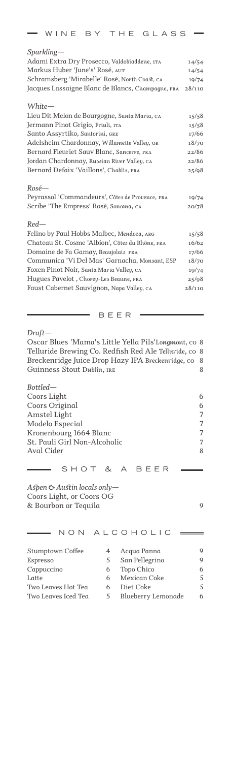## WINE BY THE GLASS

*Sparkling—*

| | |
|---|---|
| Adami Extra Dry Prosecco, *Valdobiaddene, ITA* | 14/54 |
| Markus Huber 'June's' Rosé, *AUT* | 14/54 |
| Schramsberg 'Mirabelle' Rosé, *North Coast, CA* | 19/74 |
| Jacques Lassaigne Blanc de Blancs, *Champagne, FRA* | 28/110 |

*White—*

| | |
|---|---|
| Lieu Dit Melon de Bourgogne, *Santa Maria, CA* | 15/58 |
| Jermann Pinot Grigio, *Friuli, ITA* | 15/58 |
| Santo Assyrtiko, *Santorini, GRE* | 17/66 |
| Adelsheim Chardonnay, *Willamette Valley, OR* | 18/70 |
| Bernard Fleuriet Sauv Blanc, *Sancerre, FRA* | 22/86 |
| Jordan Chardonnay, *Russian River Valley, CA* | 22/86 |
| Bernard Defaix 'Vaillons', *Chablis, FRA* | 25/98 |

*Rosé—*

| | |
|---|---|
| Peyrassol 'Commandeurs', *Côtes de Provence, FRA* | 19/74 |
| Scribe 'The Empress' Rosé, *Sonoma, CA* | 20/78 |

*Red—*

| | |
|---|---|
| Felino by Paul Hobbs Malbec, *Mendoza, ARG* | 15/58 |
| Chateau St. Cosme 'Albion', *Côtes du Rhône, FRA* | 16/62 |
| Domaine de Fa Gamay, *Beaujolais FRA* | 17/66 |
| Communica 'Vi Del Mas' Garnacha, *Monsant, ESP* | 18/70 |
| Foxen Pinot Noir, *Santa Maria Valley, CA* | 19/74 |
| Hugues Pavelot , *Chorey-Les Beaune, FRA* | 25/98 |
| Faust Cabernet Sauvignon, *Napa Valley, CA* | 28/110 |

## BEER

*Draft—*

| | |
|---|---|
| Oscar Blues 'Mama's Little Yella Pils' *Longmont, CO* | 8 |
| Telluride Brewing Co. Redfish Red Ale *Telluride, CO* | 8 |
| Breckenridge Juice Drop Hazy IPA *Breckenridge, CO* | 8 |
| Guinness Stout *Dublin, IRE* | 8 |

*Bottled—*

| | |
|---|---|
| Coors Light | 6 |
| Coors Original | 6 |
| Amstel Light | 7 |
| Modelo Especial | 7 |
| Kronenbourg 1664 Blanc | 7 |
| St. Pauli Girl Non-Alcoholic | 7 |
| Aval Cider | 8 |

## SHOT & A BEER

*Aspen & Austin locals only—*

Coors Light, or Coors OG
& Bourbon or Tequila 9

## NON ALCOHOLIC

| | | | |
|---|---|---|---|
| Stumptown Coffee | 4 | Acqua Panna | 9 |
| Espresso | 5 | San Pellegrino | 9 |
| Cappuccino | 6 | Topo Chico | 6 |
| Latte | 6 | Mexican Coke | 5 |
| Two Leaves Hot Tea | 6 | Diet Coke | 5 |
| Two Leaves Iced Tea | 5 | Blueberry Lemonade | 6 |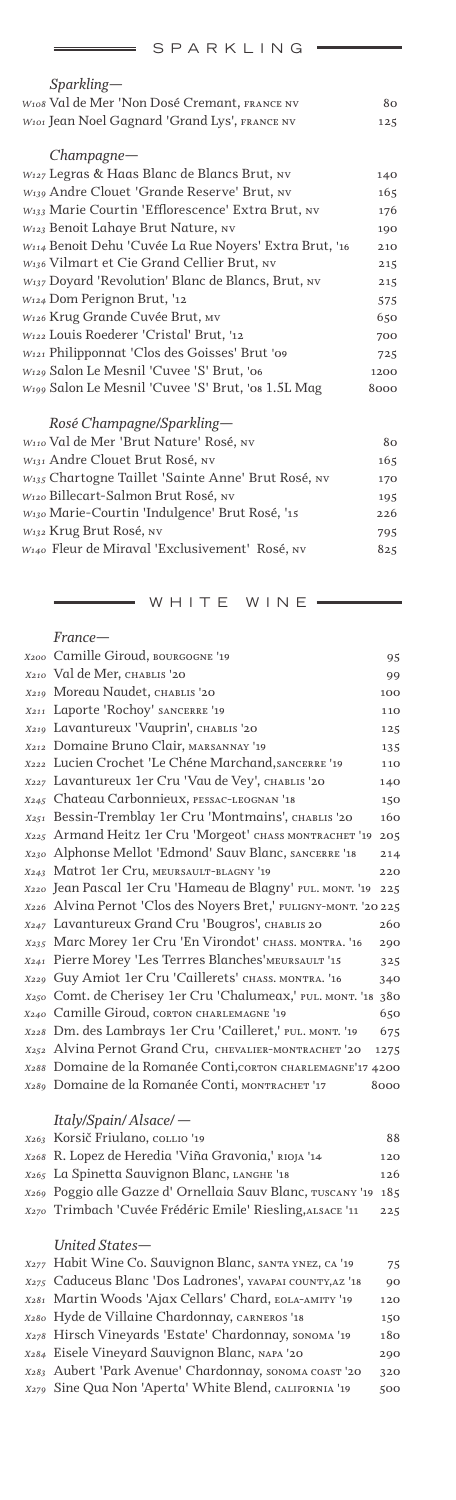## SPARKLING

*Sparkling—*

| | |
|---|---|
| *W108* Val de Mer 'Non Dosé Cremant, FRANCE NV | 80 |
| *W101* Jean Noel Gagnard 'Grand Lys', FRANCE NV | 125 |

*Champagne—*

| | |
|---|---|
| *W127* Legras & Haas Blanc de Blancs Brut, NV | 140 |
| *W139* Andre Clouet 'Grande Reserve' Brut, NV | 165 |
| *W133* Marie Courtin 'Efflorescence' Extra Brut, NV | 176 |
| *W123* Benoit Lahaye Brut Nature, NV | 190 |
| *W114* Benoit Dehu 'Cuvée La Rue Noyers' Extra Brut, '16 | 210 |
| *W136* Vilmart et Cie Grand Cellier Brut, NV | 215 |
| *W137* Doyard 'Revolution' Blanc de Blancs, Brut, NV | 215 |
| *W124* Dom Perignon Brut, '12 | 575 |
| *W126* Krug Grande Cuvée Brut, MV | 650 |
| *W122* Louis Roederer 'Cristal' Brut, '12 | 700 |
| *W121* Philipponnat 'Clos des Goisses' Brut '09 | 725 |
| *W129* Salon Le Mesnil 'Cuvee 'S' Brut, '06 | 1200 |
| *W199* Salon Le Mesnil 'Cuvee 'S' Brut, '08 1.5L Mag | 8000 |

*Rosé Champagne/Sparkling—*

| | |
|---|---|
| *W110* Val de Mer 'Brut Nature' Rosé, NV | 80 |
| *W131* Andre Clouet Brut Rosé, NV | 165 |
| *W135* Chartogne Taillet 'Sainte Anne' Brut Rosé, NV | 170 |
| *W120* Billecart-Salmon Brut Rosé, NV | 195 |
| *W130* Marie-Courtin 'Indulgence' Brut Rosé, '15 | 226 |
| *W132* Krug Brut Rosé, NV | 795 |
| *W140* Fleur de Miraval 'Exclusivement' Rosé, NV | 825 |

## WHITE WINE

*France—*

| | |
|---|---|
| *X200* Camille Giroud, BOURGOGNE '19 | 95 |
| *X210* Val de Mer, CHABLIS '20 | 99 |
| *X219* Moreau Naudet, CHABLIS '20 | 100 |
| *X211* Laporte 'Rochoy' SANCERRE '19 | 110 |
| *X219* Lavantureux 'Vauprin', CHABLIS '20 | 125 |
| *X212* Domaine Bruno Clair, MARSANNAY '19 | 135 |
| *X222* Lucien Crochet 'Le Chéne Marchand,SANCERRE '19 | 110 |
| *X227* Lavantureux 1er Cru 'Vau de Vey', CHABLIS '20 | 140 |
| *X245* Chateau Carbonnieux, PESSAC-LEOGNAN '18 | 150 |
| *X251* Bessin-Tremblay 1er Cru 'Montmains', CHABLIS '20 | 160 |
| *X225* Armand Heitz 1er Cru 'Morgeot' CHASS MONTRACHET '19 | 205 |
| *X230* Alphonse Mellot 'Edmond' Sauv Blanc, SANCERRE '18 | 214 |
| *X243* Matrot 1er Cru, MEURSAULT-BLAGNY '19 | 220 |
| *X220* Jean Pascal 1er Cru 'Hameau de Blagny' PUL. MONT. '19 | 225 |
| *X226* Alvina Pernot 'Clos des Noyers Bret,' PULIGNY-MONT. '20 | 225 |
| *X247* Lavantureux Grand Cru 'Bougros', CHABLIS 20 | 260 |
| *X235* Marc Morey 1er Cru 'En Virondot' CHASS. MONTRA. '16 | 290 |
| *X241* Pierre Morey 'Les Terrres Blanches'MEURSAULT '15 | 325 |
| *X229* Guy Amiot 1er Cru 'Caillerets' CHASS. MONTRA. '16 | 340 |
| *X250* Comt. de Cherisey 1er Cru 'Chalumeax,' PUL. MONT. '18 | 380 |
| *X240* Camille Giroud, CORTON CHARLEMAGNE '19 | 650 |
| *X228* Dm. des Lambrays 1er Cru 'Cailleret,' PUL. MONT. '19 | 675 |
| *X252* Alvina Pernot Grand Cru, CHEVALIER-MONTRACHET '20 | 1275 |
| *X288* Domaine de la Romanée Conti,CORTON CHARLEMAGNE'17 | 4200 |
| *X289* Domaine de la Romanée Conti, MONTRACHET '17 | 8000 |

*Italy/Spain/ Alsace/ —*

| | |
|---|---|
| *X263* Korsič Friulano, COLLIO '19 | 88 |
| *X268* R. Lopez de Heredia 'Viña Gravonia,' RIOJA '14 | 120 |
| *X265* La Spinetta Sauvignon Blanc, LANGHE '18 | 126 |
| *X269* Poggio alle Gazze d' Ornellaia Sauv Blanc, TUSCANY '19 | 185 |
| *X270* Trimbach 'Cuvée Frédéric Emile' Riesling,ALSACE '11 | 225 |

*United States—*

| | |
|---|---|
| *X277* Habit Wine Co. Sauvignon Blanc, SANTA YNEZ, CA '19 | 75 |
| *X275* Caduceus Blanc 'Dos Ladrones', YAVAPAI COUNTY,AZ '18 | 90 |
| *X281* Martin Woods 'Ajax Cellars' Chard, EOLA-AMITY '19 | 120 |
| *X280* Hyde de Villaine Chardonnay, CARNEROS '18 | 150 |
| *X278* Hirsch Vineyards 'Estate' Chardonnay, SONOMA '19 | 180 |
| *X284* Eisele Vineyard Sauvignon Blanc, NAPA '20 | 290 |
| *X283* Aubert 'Park Avenue' Chardonnay, SONOMA COAST '20 | 320 |
| *X279* Sine Qua Non 'Aperta' White Blend, CALIFORNIA '19 | 500 |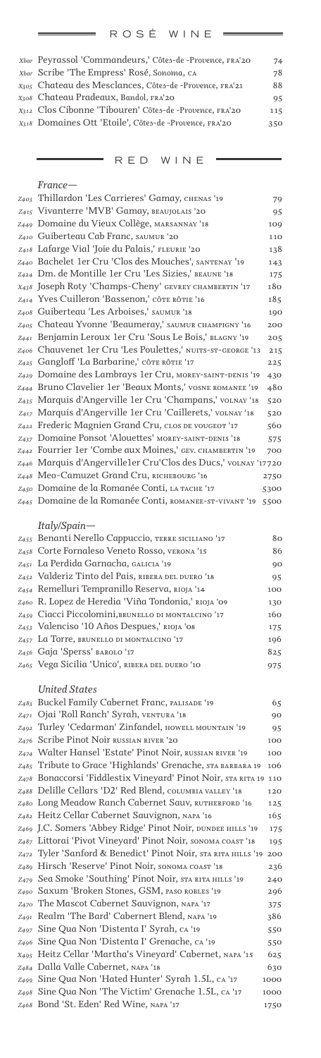## ROSÉ WINE

| | | |
|---|---|---|
| *Xbar* | Peyrassol 'Commandeurs,' Côtes-de -Provence, FRA'20 | 74 |
| *Xbar* | Scribe 'The Empress' Rosé, Sonoma, CA | 78 |
| *X305* | Chateau des Mesclances, Côtes-de -Provence, FRA'21 | 88 |
| *X308* | Chateau Pradeaux, Bandol, FRA'20 | 95 |
| *X312* | Clos Cibonne 'Tibouren' Côtes-de -Provence, FRA'20 | 115 |
| *X318* | Domaines Ott 'Etoile', Côtes-de -Provence, FRA'20 | 350 |

## RED WINE

*France—*

| | | |
|---|---|---|
| *Z403* | Thillardon 'Les Carrieres' Gamay, CHENAS '19 | 79 |
| *Z415* | Vivanterre 'MVB' Gamay, BEAUJOLAIS '20 | 95 |
| *Z449* | Domaine du Vieux Collège, MARSANNAY '18 | 109 |
| *Z410* | Guiberteau Cab Franc, SAUMUR '20 | 110 |
| *Z418* | Lafarge Vial 'Joie du Palais,' FLEURIE '20 | 138 |
| *Z440* | Bachelet 1er Cru 'Clos des Mouches', SANTENAY '19 | 143 |
| *Z424* | Dm. de Montille 1er Cru 'Les Sizies,' BEAUNE '18 | 175 |
| *X438* | Joseph Roty 'Champs-Cheny' GEVREY CHAMBERTIN '17 | 180 |
| *Z414* | Yves Cuilleron 'Bassenon,' CÔTE RÔTIE '16 | 185 |
| *Z408* | Guiberteau 'Les Arboises,' SAUMUR '18 | 190 |
| *Z405* | Chateau Yvonne 'Beaumeray,' SAUMUR CHAMPIGNY '16 | 200 |
| *Z441* | Benjamin Leroux 1er Cru 'Sous Le Bois,' BLAGNY '19 | 205 |
| *Z406* | Chauvenet 1er Cru 'Les Poulettes,' NUITS-ST-GEORGE '13 | 215 |
| *Z425* | Gangloff 'La Barbarine,' CÔTE RÔTIE '17 | 225 |
| *Z429* | Domaine des Lambrays 1er Cru, MOREY-SAINT-DENIS '19 | 430 |
| *Z444* | Bruno Clavelier 1er 'Beaux Monts,' VOSNE ROMANEE '19 | 480 |
| *Z435* | Marquis d'Angerville 1er Cru 'Champans,' VOLNAY '18 | 520 |
| *Z417* | Marquis d'Angerville 1er Cru 'Caillerets,' VOLNAY '18 | 520 |
| *Z422* | Frederic Magnien Grand Cru, CLOS DE VOUGEOT '17 | 560 |
| *Z437* | Domaine Ponsot 'Alouettes' MOREY-SAINT-DENIS '18 | 575 |
| *Z442* | Fourrier 1er 'Combe aux Moines,' GEV. CHAMBERTIN '19 | 700 |
| *Z446* | Marquis d'Angerville1er Cru'Clos des Ducs,' VOLNAY '17 | 720 |
| *Z448* | Meo-Camuzet Grand Cru, RICHEBOURG '16 | 2750 |
| *Z450* | Domaine de la Romanée Conti, LA TACHE '17 | 5300 |
| *Z445* | Domaine de la Romanée Conti, ROMANEE-ST-VIVANT '19 | 5500 |

*Italy/Spain—*

| | | |
|---|---|---|
| *Z455* | Benanti Nerello Cappuccio, TERRE SICILIANO '17 | 80 |
| *Z458* | Corte Fornaleso Veneto Rosso, VERONA '15 | 86 |
| *Z451* | La Perdida Garnacha, GALICIA '19 | 90 |
| *Z452* | Valderiz Tinto del Pais, RIBERA DEL DUERO '18 | 95 |
| *Z454* | Remelluri Tempranillo Reserva, RIOJA '14 | 100 |
| *Z460* | R. Lopez de Heredia 'Viña Tondonia,' RIOJA '09 | 130 |
| *Z459* | Ciacci Piccolomini,BRUNELLO DI MONTALCINO '17 | 160 |
| *Z453* | Valenciso '10 Años Despues,' RIOJA '08 | 175 |
| *Z457* | La Torre, BRUNELLO DI MONTALCINO '17 | 196 |
| *Z456* | Gaja 'Sperss' BAROLO '17 | 825 |
| *Z465* | Vega Sicilia 'Unico', RIBERA DEL DUERO '10 | 975 |

*United States*

| | | |
|---|---|---|
| *Z483* | Buckel Family Cabernet Franc, PALISADE '19 | 65 |
| *Z471* | Ojai 'Roll Ranch' Syrah, VENTURA '18 | 90 |
| *Z492* | Turley 'Cedarman' Zinfandel, HOWELL MOUNTAIN '19 | 95 |
| *Z476* | Scribe Pinot Noir RUSSIAN RIVER '20 | 100 |
| *Z474* | Walter Hansel 'Estate' Pinot Noir, RUSSIAN RIVER '19 | 100 |
| *Z485* | Tribute to Grace 'Highlands' Grenache, STA BARBARA 19 | 106 |
| *Z478* | Bonaccorsi 'Fiddlestix Vineyard' Pinot Noir, STA RITA 19 | 110 |
| *Z488* | Delille Cellars 'D2' Red Blend, COLUMBIA VALLEY '18 | 120 |
| *Z480* | Long Meadow Ranch Cabernet Sauv, RUTHERFORD '16 | 125 |
| *Z482* | Heitz Cellar Cabernet Sauvignon, NAPA '16 | 165 |
| *Z469* | J.C. Somers 'Abbey Ridge' Pinot Noir, DUNDEE HILLS '19 | 175 |
| *Z487* | Littorai 'Pivot Vineyard' Pinot Noir, SONOMA COAST '18 | 195 |
| *Z472* | Tyler 'Sanford & Benedict' Pinot Noir, STA RITA HILLS '19 | 200 |
| *Z489* | Hirsch 'Reserve' Pinot Noir, SONOMA COAST '18 | 236 |
| *Z479* | Sea Smoke 'Southing' Pinot Noir, STA RITA HILLS '19 | 240 |
| *Z490* | Saxum 'Broken Stones, GSM, PASO ROBLES '19 | 296 |
| *Z470* | The Mascot Cabernet Sauvignon, NAPA '17 | 375 |
| *Z491* | Realm 'The Bard' Cabernet Blend, NAPA '19 | 386 |
| *Z497* | Sine Qua Non 'Distenta I' Syrah, CA '19 | 550 |
| *Z496* | Sine Qua Non 'Distenta I' Grenache, CA '19 | 550 |
| *X495* | Heitz Cellar 'Martha's Vineyard' Cabernet, NAPA '15 | 625 |
| *Z484* | Dalla Valle Cabernet, NAPA '18 | 630 |
| *Z499* | Sine Qua Non 'Hated Hunter' Syrah 1.5L, CA '17 | 1000 |
| *Z498* | Sine Qua Non 'The Victim' Grenache 1.5L, CA '17 | 1000 |
| *Z468* | Bond 'St. Eden' Red Wine, NAPA '17 | 1750 |